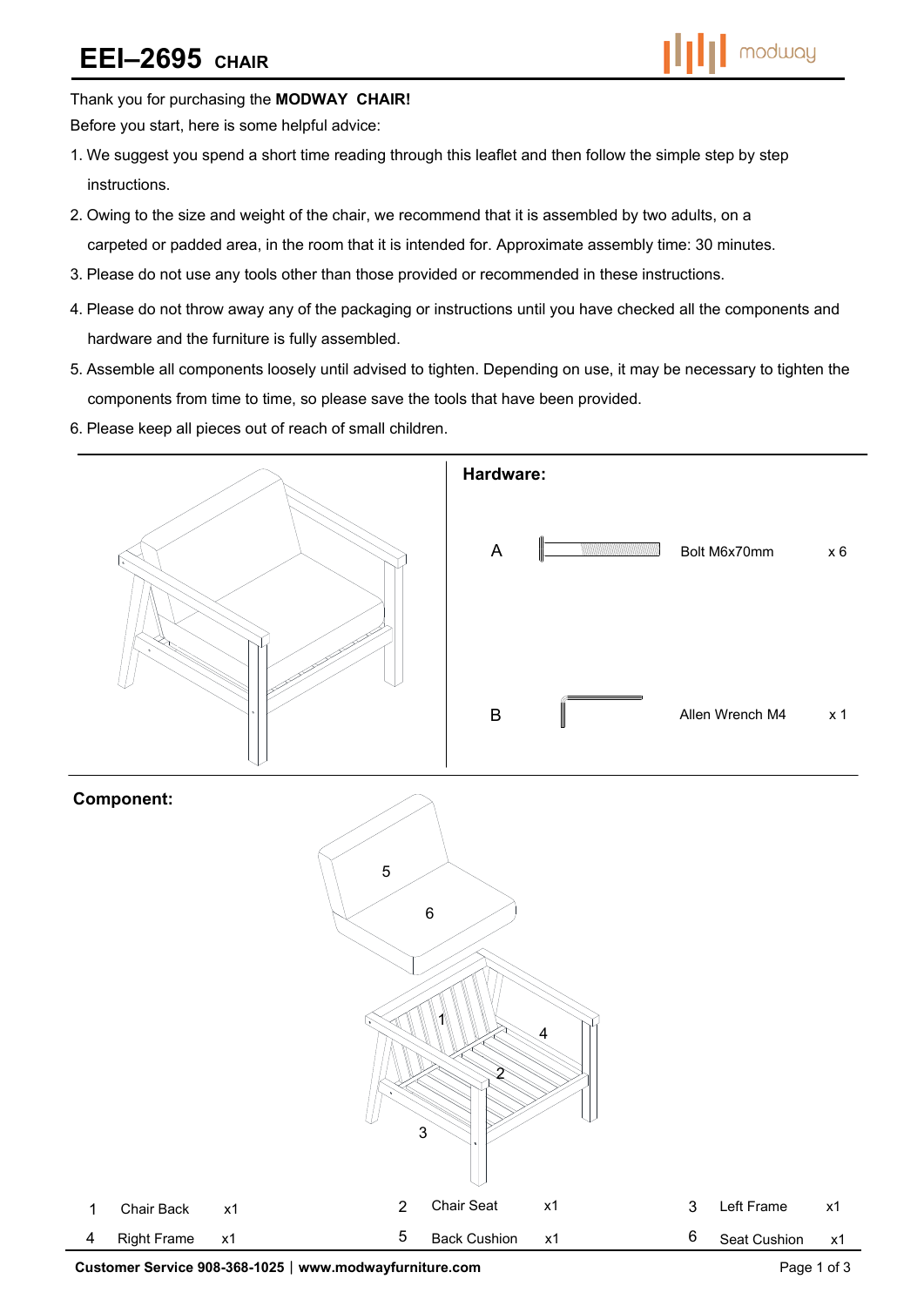# EEI–2695 CHAIR

Thank you for purchasing the **MODWAY CHAIR!**

Before you start, here is some helpful advice:

1. We suggest you spend a short time reading through this leaflet and then follow the simple step by step instructions.
2. Owing to the size and weight of the chair, we recommend that it is assembled by two adults, on a carpeted or padded area, in the room that it is intended for. Approximate assembly time: 30 minutes.
3. Please do not use any tools other than those provided or recommended in these instructions.
4. Please do not throw away any of the packaging or instructions until you have checked all the components and hardware and the furniture is fully assembled.
5. Assemble all components loosely until advised to tighten. Depending on use, it may be necessary to tighten the components from time to time, so please save the tools that have been provided.
6. Please keep all pieces out of reach of small children.

## Hardware:

| | | |
|---|---|---|
| A | Bolt M6x70mm | x 6 |
| B | Allen Wrench M4 | x 1 |

## Component:

| | | | | | | | | |
|---|---|---|---|---|---|---|---|---|
| 1 | Chair Back | x1 | 2 | Chair Seat | x1 | 3 | Left Frame | x1 |
| 4 | Right Frame | x1 | 5 | Back Cushion | x1 | 6 | Seat Cushion | x1 |

**Customer Service 908-368-1025 | www.modwayfurniture.com**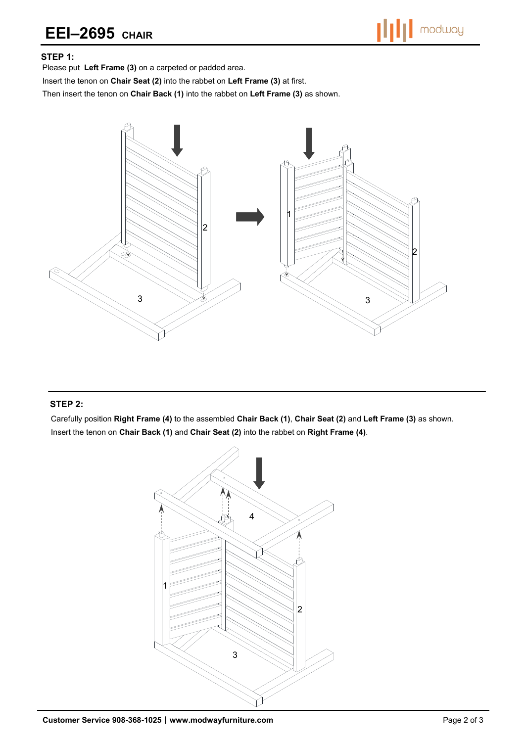# EEI–2695 CHAIR

### STEP 1:

Please put **Left Frame (3)** on a carpeted or padded area.

Insert the tenon on **Chair Seat (2)** into the rabbet on **Left Frame (3)** at first.

Then insert the tenon on **Chair Back (1)** into the rabbet on **Left Frame (3)** as shown.

### STEP 2:

Carefully position **Right Frame (4)** to the assembled **Chair Back (1)**, **Chair Seat (2)** and **Left Frame (3)** as shown.

Insert the tenon on **Chair Back (1)** and **Chair Seat (2)** into the rabbet on **Right Frame (4)**.

**Customer Service 908-368-1025 | www.modwayfurniture.com**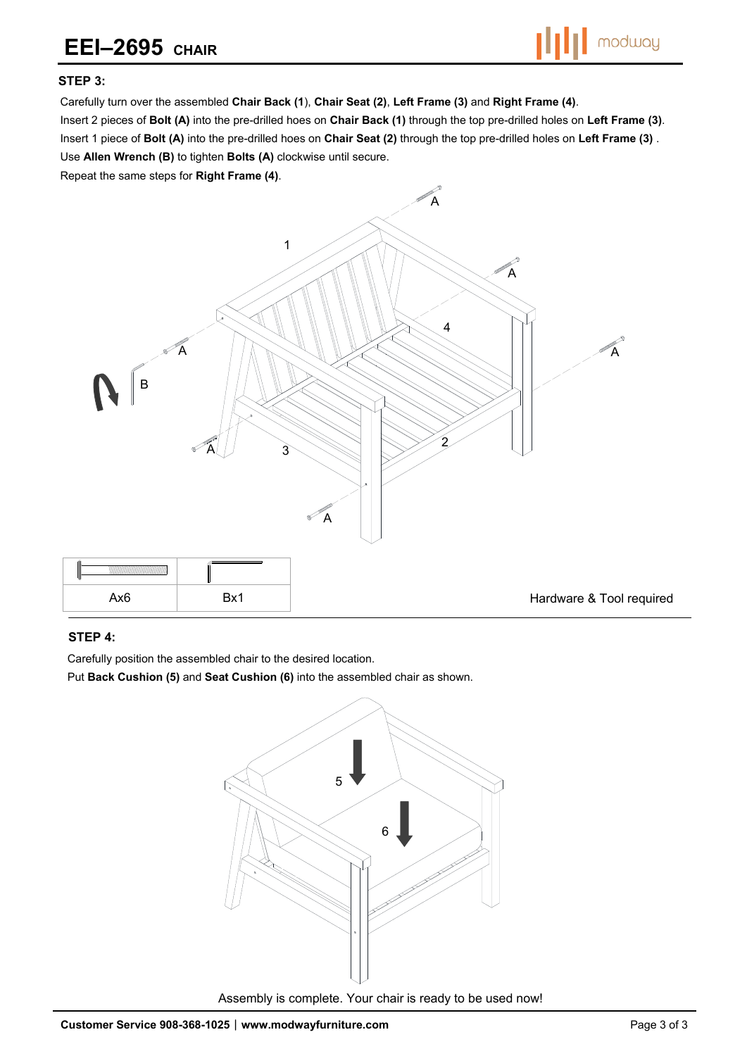# EEI–2695 CHAIR

### STEP 3:

Carefully turn over the assembled **Chair Back (1**), **Chair Seat (2)**, **Left Frame (3)** and **Right Frame (4)**.
Insert 2 pieces of **Bolt (A)** into the pre-drilled hoes on **Chair Back (1)** through the top pre-drilled holes on **Left Frame (3)**.
Insert 1 piece of **Bolt (A)** into the pre-drilled hoes on **Chair Seat (2)** through the top pre-drilled holes on **Left Frame (3)** .
Use **Allen Wrench (B)** to tighten **Bolts (A)** clockwise until secure.
Repeat the same steps for **Right Frame (4)**.

1
2
3
4
A
B

| | |
|---|---|
| Ax6 | Bx1 |

Hardware & Tool required

### STEP 4:

Carefully position the assembled chair to the desired location.
Put **Back Cushion (5)** and **Seat Cushion (6)** into the assembled chair as shown.

5
6

Assembly is complete. Your chair is ready to be used now!

**Customer Service 908-368-1025 | www.modwayfurniture.com**